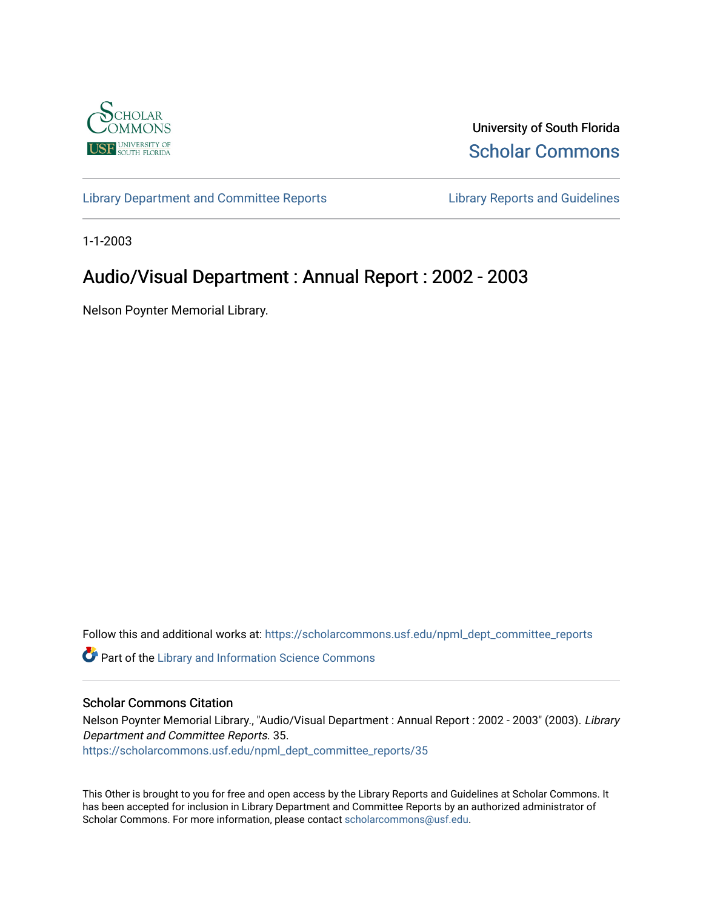University of South Florida

Scholar Commons

Library Department and Committee Reports

Library Reports and Guidelines

1-1-2003

# Audio/Visual Department : Annual Report : 2002 - 2003

Nelson Poynter Memorial Library.

Follow this and additional works at: https://scholarcommons.usf.edu/npml_dept_committee_reports

Part of the Library and Information Science Commons

## Scholar Commons Citation

Nelson Poynter Memorial Library., "Audio/Visual Department : Annual Report : 2002 - 2003" (2003). *Library Department and Committee Reports*. 35.
https://scholarcommons.usf.edu/npml_dept_committee_reports/35

This Other is brought to you for free and open access by the Library Reports and Guidelines at Scholar Commons. It has been accepted for inclusion in Library Department and Committee Reports by an authorized administrator of Scholar Commons. For more information, please contact scholarcommons@usf.edu.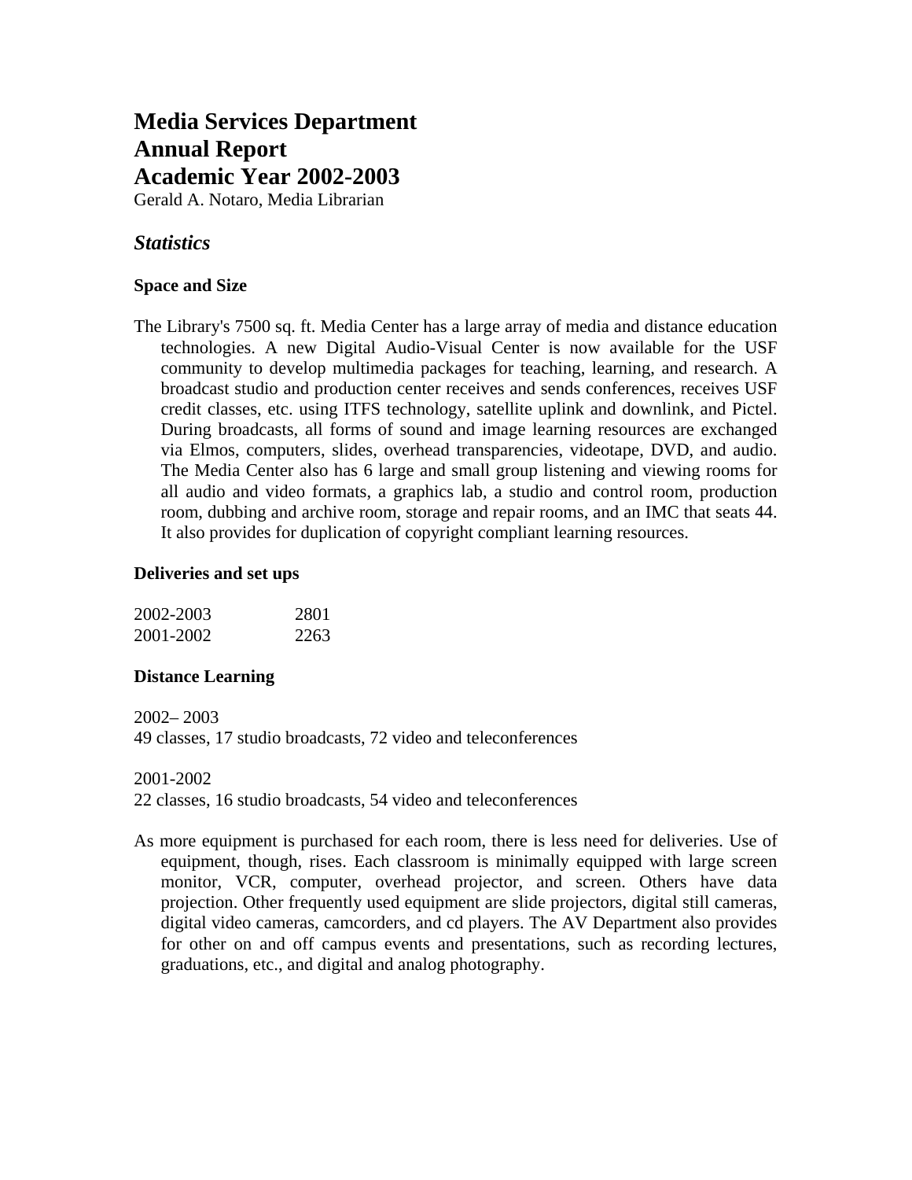# Media Services Department
# Annual Report
# Academic Year 2002-2003

Gerald A. Notaro, Media Librarian

## *Statistics*

### Space and Size

The Library's 7500 sq. ft. Media Center has a large array of media and distance education technologies. A new Digital Audio-Visual Center is now available for the USF community to develop multimedia packages for teaching, learning, and research. A broadcast studio and production center receives and sends conferences, receives USF credit classes, etc. using ITFS technology, satellite uplink and downlink, and Pictel. During broadcasts, all forms of sound and image learning resources are exchanged via Elmos, computers, slides, overhead transparencies, videotape, DVD, and audio. The Media Center also has 6 large and small group listening and viewing rooms for all audio and video formats, a graphics lab, a studio and control room, production room, dubbing and archive room, storage and repair rooms, and an IMC that seats 44. It also provides for duplication of copyright compliant learning resources.

### Deliveries and set ups

| | |
|---|---|
| 2002-2003 | 2801 |
| 2001-2002 | 2263 |

### Distance Learning

2002– 2003
49 classes, 17 studio broadcasts, 72 video and teleconferences

2001-2002
22 classes, 16 studio broadcasts, 54 video and teleconferences

As more equipment is purchased for each room, there is less need for deliveries. Use of equipment, though, rises. Each classroom is minimally equipped with large screen monitor, VCR, computer, overhead projector, and screen. Others have data projection. Other frequently used equipment are slide projectors, digital still cameras, digital video cameras, camcorders, and cd players. The AV Department also provides for other on and off campus events and presentations, such as recording lectures, graduations, etc., and digital and analog photography.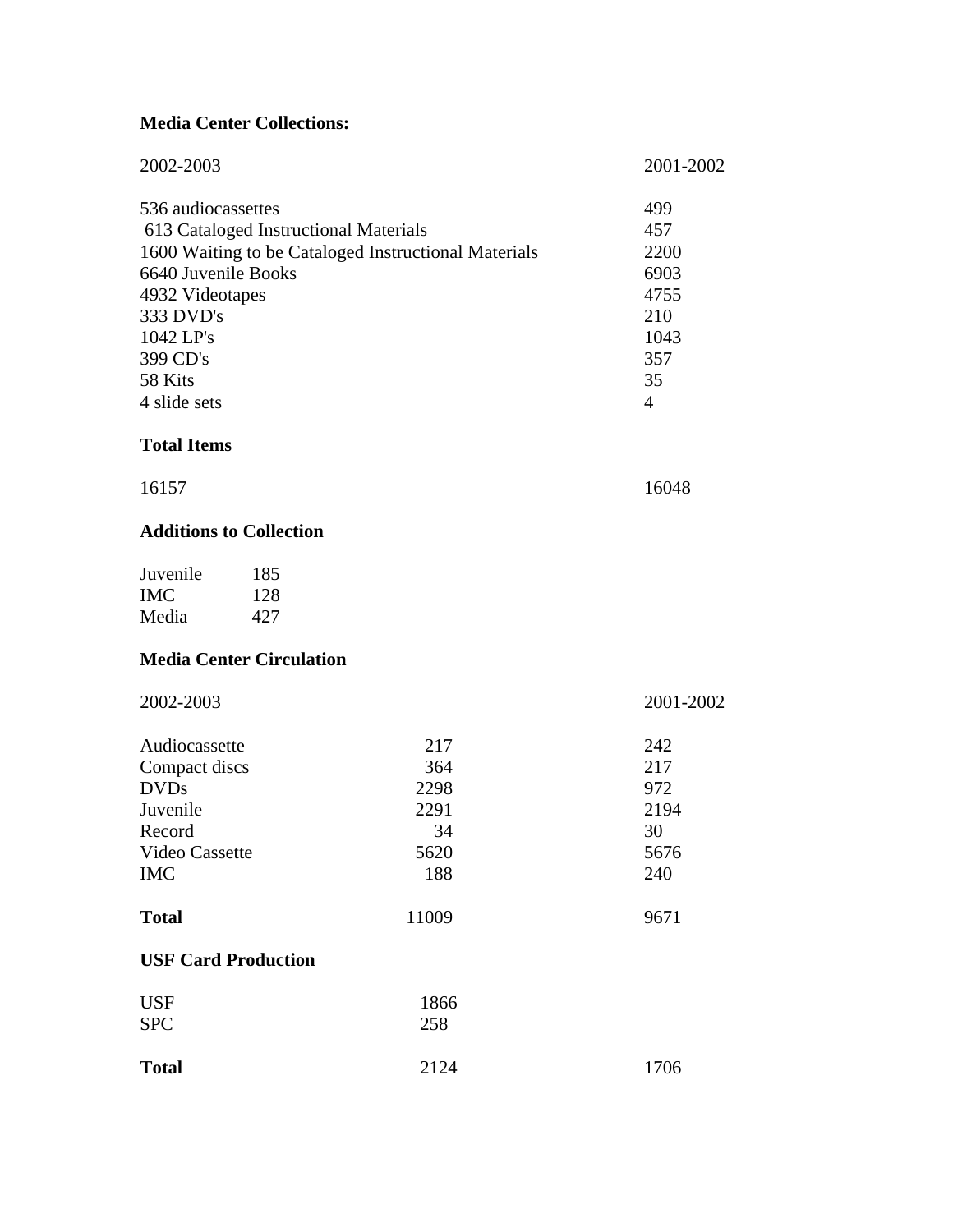**Media Center Collections:**

| 2002-2003 | 2001-2002 |
| --- | --- |
| 536 audiocassettes | 499 |
| 613 Cataloged Instructional Materials | 457 |
| 1600 Waiting to be Cataloged Instructional Materials | 2200 |
| 6640 Juvenile Books | 6903 |
| 4932 Videotapes | 4755 |
| 333 DVD's | 210 |
| 1042 LP's | 1043 |
| 399 CD's | 357 |
| 58 Kits | 35 |
| 4 slide sets | 4 |

**Total Items**

| 2002-2003 | 2001-2002 |
| --- | --- |
| 16157 | 16048 |

**Additions to Collection**

| | |
| --- | --- |
| Juvenile | 185 |
| IMC | 128 |
| Media | 427 |

**Media Center Circulation**

| | 2002-2003 | 2001-2002 |
| --- | --- | --- |
| Audiocassette | 217 | 242 |
| Compact discs | 364 | 217 |
| DVDs | 2298 | 972 |
| Juvenile | 2291 | 2194 |
| Record | 34 | 30 |
| Video Cassette | 5620 | 5676 |
| IMC | 188 | 240 |
| **Total** | 11009 | 9671 |

**USF Card Production**

| | | |
| --- | --- | --- |
| USF | 1866 | |
| SPC | 258 | |
| **Total** | 2124 | 1706 |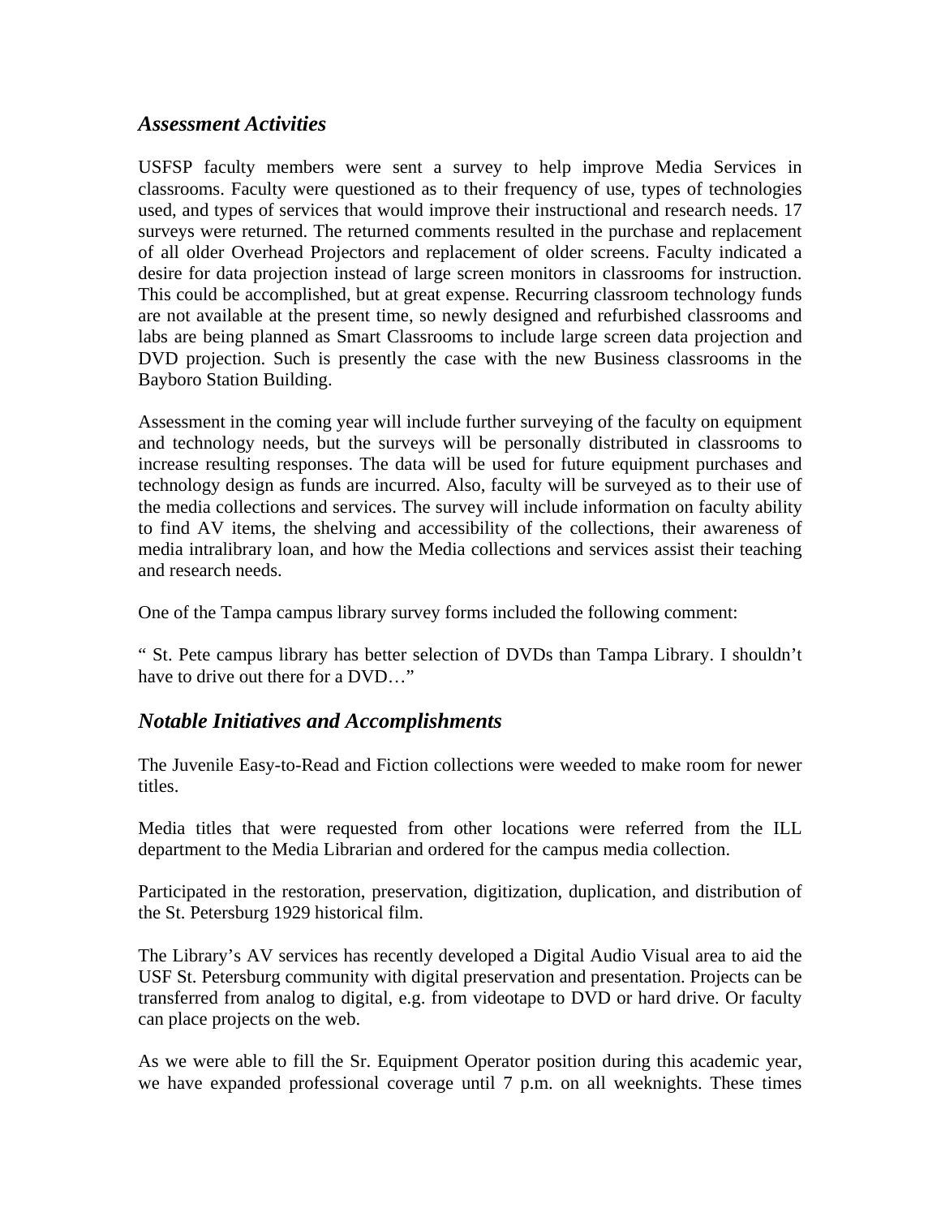### *Assessment Activities*

USFSP faculty members were sent a survey to help improve Media Services in classrooms. Faculty were questioned as to their frequency of use, types of technologies used, and types of services that would improve their instructional and research needs. 17 surveys were returned. The returned comments resulted in the purchase and replacement of all older Overhead Projectors and replacement of older screens. Faculty indicated a desire for data projection instead of large screen monitors in classrooms for instruction. This could be accomplished, but at great expense. Recurring classroom technology funds are not available at the present time, so newly designed and refurbished classrooms and labs are being planned as Smart Classrooms to include large screen data projection and DVD projection. Such is presently the case with the new Business classrooms in the Bayboro Station Building.

Assessment in the coming year will include further surveying of the faculty on equipment and technology needs, but the surveys will be personally distributed in classrooms to increase resulting responses. The data will be used for future equipment purchases and technology design as funds are incurred. Also, faculty will be surveyed as to their use of the media collections and services. The survey will include information on faculty ability to find AV items, the shelving and accessibility of the collections, their awareness of media intralibrary loan, and how the Media collections and services assist their teaching and research needs.

One of the Tampa campus library survey forms included the following comment:

" St. Pete campus library has better selection of DVDs than Tampa Library. I shouldn't have to drive out there for a DVD…"

### *Notable Initiatives and Accomplishments*

The Juvenile Easy-to-Read and Fiction collections were weeded to make room for newer titles.

Media titles that were requested from other locations were referred from the ILL department to the Media Librarian and ordered for the campus media collection.

Participated in the restoration, preservation, digitization, duplication, and distribution of the St. Petersburg 1929 historical film.

The Library's AV services has recently developed a Digital Audio Visual area to aid the USF St. Petersburg community with digital preservation and presentation. Projects can be transferred from analog to digital, e.g. from videotape to DVD or hard drive. Or faculty can place projects on the web.

As we were able to fill the Sr. Equipment Operator position during this academic year, we have expanded professional coverage until 7 p.m. on all weeknights. These times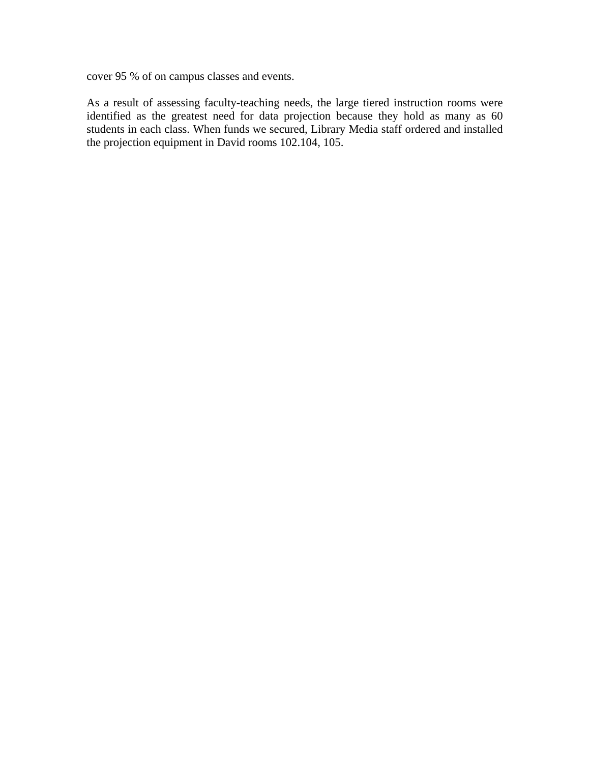cover 95 % of on campus classes and events.

As a result of assessing faculty-teaching needs, the large tiered instruction rooms were identified as the greatest need for data projection because they hold as many as 60 students in each class. When funds we secured, Library Media staff ordered and installed the projection equipment in David rooms 102.104, 105.